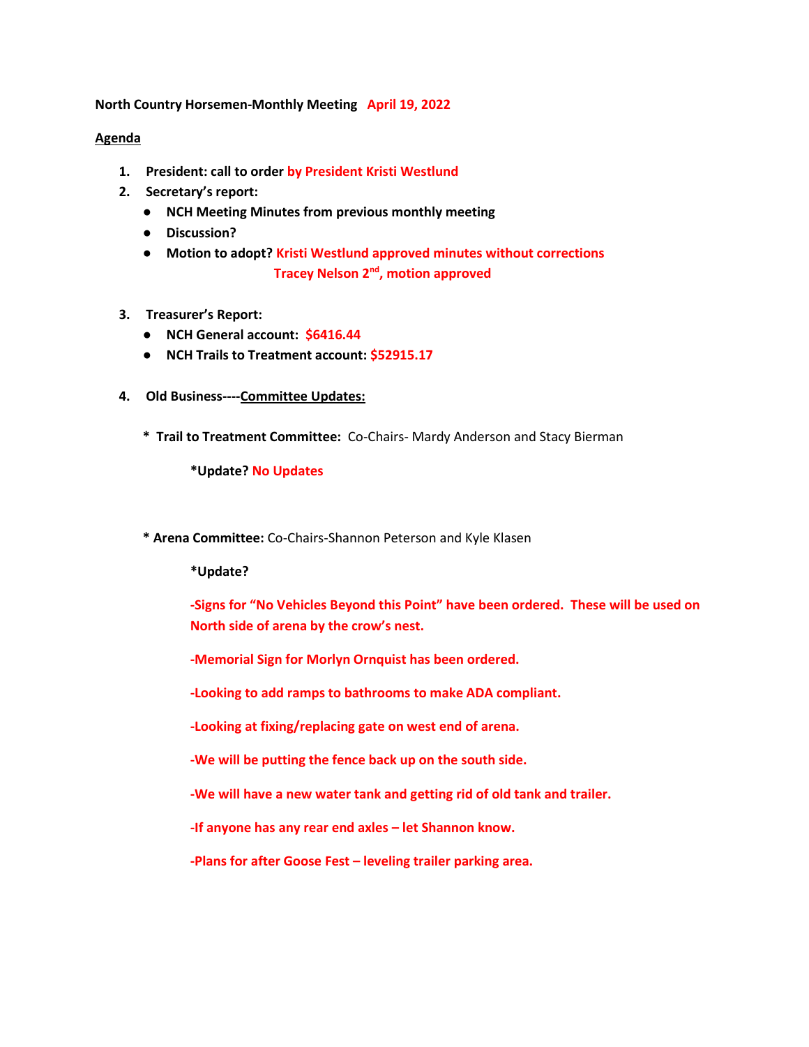**North Country Horsemen-Monthly Meeting April 19, 2022**

**Agenda**

1. **President: call to order by President Kristi Westlund**
2. **Secretary's report:**
   - **NCH Meeting Minutes from previous monthly meeting**
   - **Discussion?**
   - **Motion to adopt? Kristi Westlund approved minutes without corrections**
     **Tracey Nelson 2nd, motion approved**
3. **Treasurer's Report:**
   - **NCH General account: $6416.44**
   - **NCH Trails to Treatment account: $52915.17**
4. **Old Business----Committee Updates:**

   \* **Trail to Treatment Committee:** Co-Chairs- Mardy Anderson and Stacy Bierman

   **\*Update? No Updates**

   \* **Arena Committee:** Co-Chairs-Shannon Peterson and Kyle Klasen

   **\*Update?**

   **-Signs for "No Vehicles Beyond this Point" have been ordered. These will be used on North side of arena by the crow's nest.**

   **-Memorial Sign for Morlyn Ornquist has been ordered.**

   **-Looking to add ramps to bathrooms to make ADA compliant.**

   **-Looking at fixing/replacing gate on west end of arena.**

   **-We will be putting the fence back up on the south side.**

   **-We will have a new water tank and getting rid of old tank and trailer.**

   **-If anyone has any rear end axles – let Shannon know.**

   **-Plans for after Goose Fest – leveling trailer parking area.**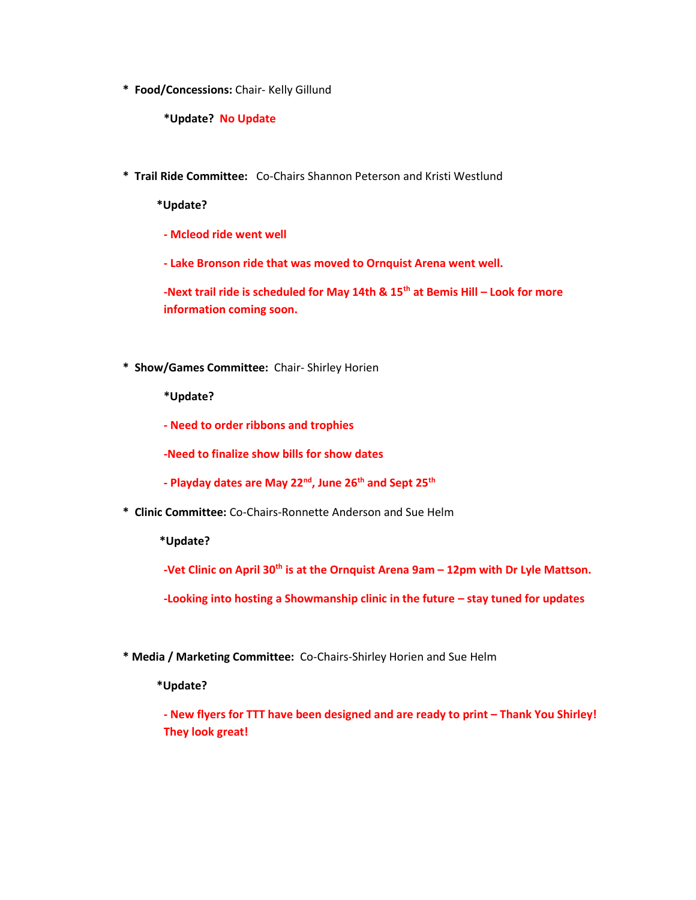* **Food/Concessions:** Chair- Kelly Gillund

    **\*Update? No Update**

* **Trail Ride Committee:** Co-Chairs Shannon Peterson and Kristi Westlund

    **\*Update?**

    **- Mcleod ride went well**

    **- Lake Bronson ride that was moved to Ornquist Arena went well.**

    **-Next trail ride is scheduled for May 14th & 15th at Bemis Hill – Look for more information coming soon.**

* **Show/Games Committee:** Chair- Shirley Horien

    **\*Update?**

    **- Need to order ribbons and trophies**

    **-Need to finalize show bills for show dates**

    **- Playday dates are May 22nd, June 26th and Sept 25th**

* **Clinic Committee:** Co-Chairs-Ronnette Anderson and Sue Helm

    **\*Update?**

    **-Vet Clinic on April 30th is at the Ornquist Arena 9am – 12pm with Dr Lyle Mattson.**

    **-Looking into hosting a Showmanship clinic in the future – stay tuned for updates**

* **Media / Marketing Committee:** Co-Chairs-Shirley Horien and Sue Helm

    **\*Update?**

    **- New flyers for TTT have been designed and are ready to print – Thank You Shirley! They look great!**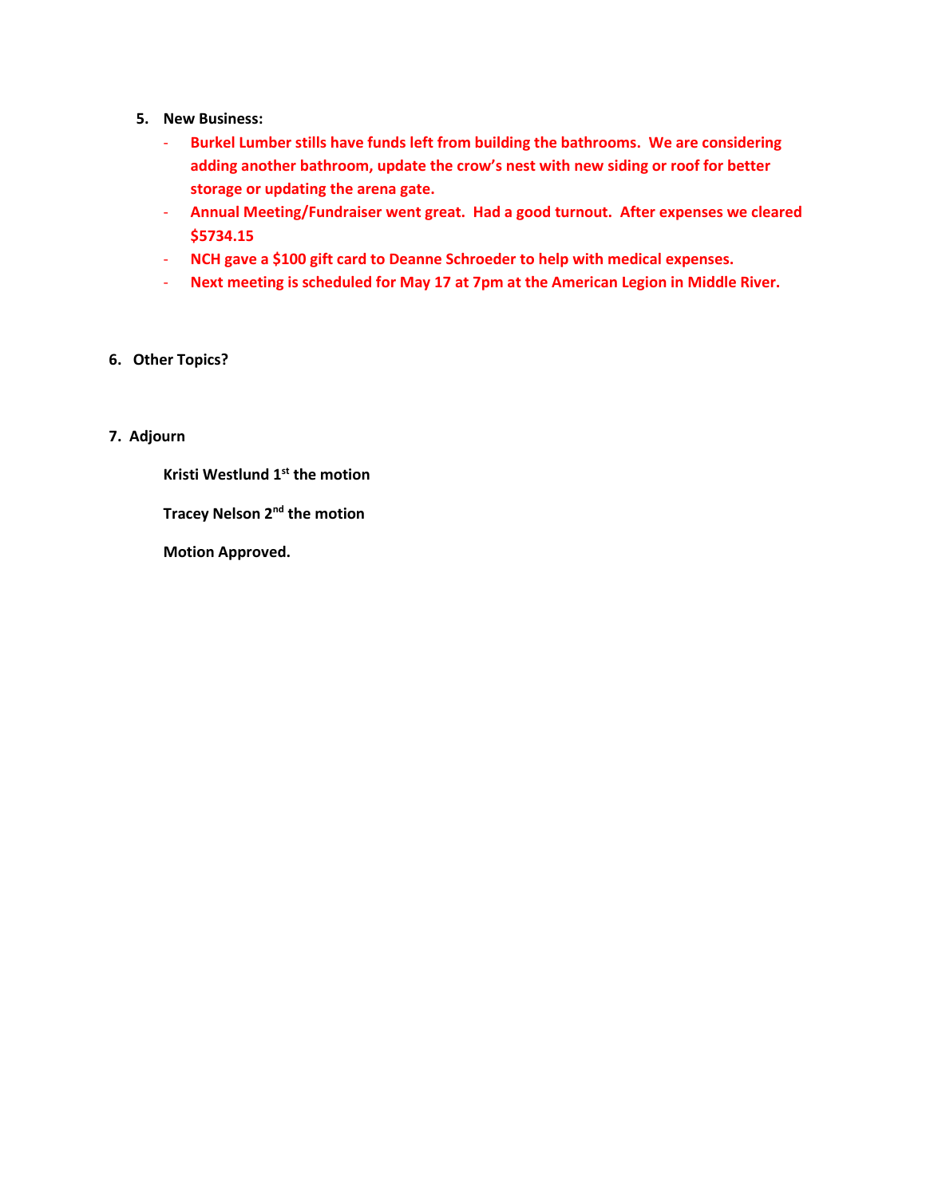5. **New Business:**
   - **Burkel Lumber stills have funds left from building the bathrooms. We are considering adding another bathroom, update the crow's nest with new siding or roof for better storage or updating the arena gate.**
   - **Annual Meeting/Fundraiser went great. Had a good turnout. After expenses we cleared $5734.15**
   - **NCH gave a $100 gift card to Deanne Schroeder to help with medical expenses.**
   - **Next meeting is scheduled for May 17 at 7pm at the American Legion in Middle River.**

6. **Other Topics?**

7. **Adjourn**

   **Kristi Westlund 1st the motion**

   **Tracey Nelson 2nd the motion**

   **Motion Approved.**